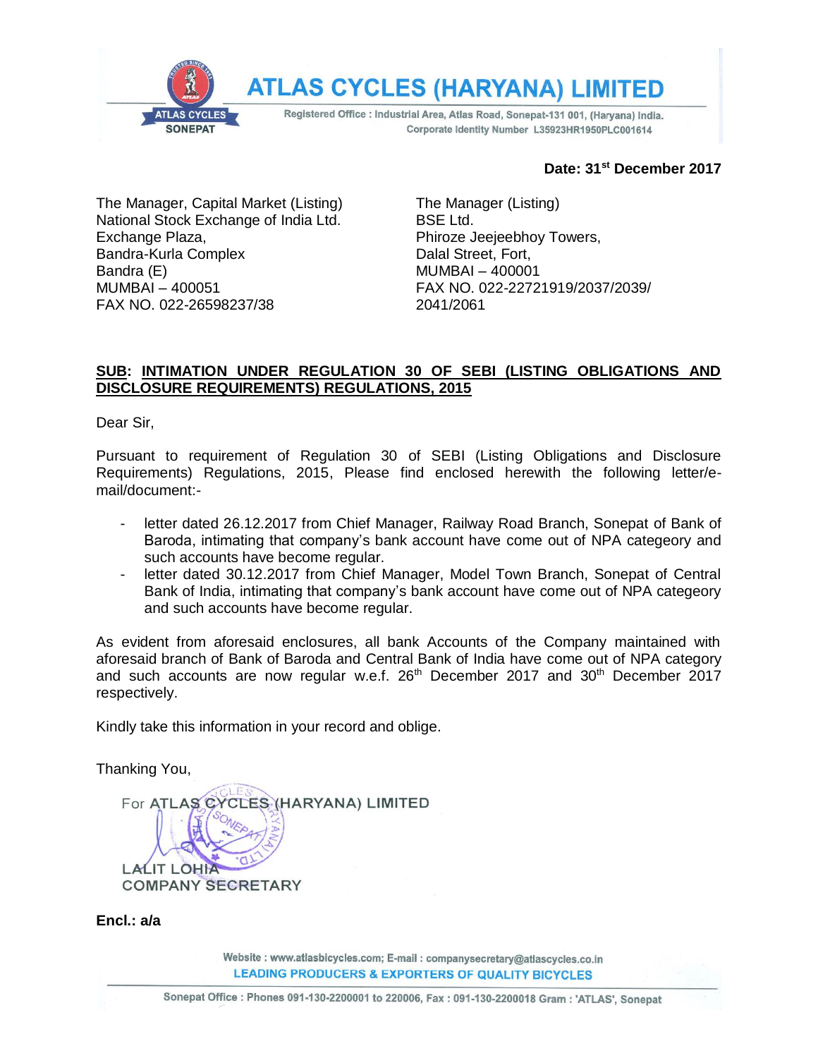# ATLAS CYCLES (HARYANA) LIMITED

Registered Office : Industrial Area, Atlas Road, Sonepat-131 001, (Haryana) India.
Corporate Identity Number L35923HR1950PLC001614

**Date: 31st December 2017**

The Manager, Capital Market (Listing)
National Stock Exchange of India Ltd.
Exchange Plaza,
Bandra-Kurla Complex
Bandra (E)
MUMBAI – 400051
FAX NO. 022-26598237/38

The Manager (Listing)
BSE Ltd.
Phiroze Jeejeebhoy Towers,
Dalal Street, Fort,
MUMBAI – 400001
FAX NO. 022-22721919/2037/2039/2041/2061

**SUB: INTIMATION UNDER REGULATION 30 OF SEBI (LISTING OBLIGATIONS AND DISCLOSURE REQUIREMENTS) REGULATIONS, 2015**

Dear Sir,

Pursuant to requirement of Regulation 30 of SEBI (Listing Obligations and Disclosure Requirements) Regulations, 2015, Please find enclosed herewith the following letter/e-mail/document:-

- letter dated 26.12.2017 from Chief Manager, Railway Road Branch, Sonepat of Bank of Baroda, intimating that company's bank account have come out of NPA categeory and such accounts have become regular.
- letter dated 30.12.2017 from Chief Manager, Model Town Branch, Sonepat of Central Bank of India, intimating that company's bank account have come out of NPA categeory and such accounts have become regular.

As evident from aforesaid enclosures, all bank Accounts of the Company maintained with aforesaid branch of Bank of Baroda and Central Bank of India have come out of NPA category and such accounts are now regular w.e.f. 26th December 2017 and 30th December 2017 respectively.

Kindly take this information in your record and oblige.

Thanking You,

For ATLAS CYCLES (HARYANA) LIMITED

LALIT LOHIA
COMPANY SECRETARY

**Encl.: a/a**

Website : www.atlasbicycles.com; E-mail : companysecretary@atlascycles.co.in
LEADING PRODUCERS & EXPORTERS OF QUALITY BICYCLES

Sonepat Office : Phones 091-130-2200001 to 220006, Fax : 091-130-2200018 Gram : 'ATLAS', Sonepat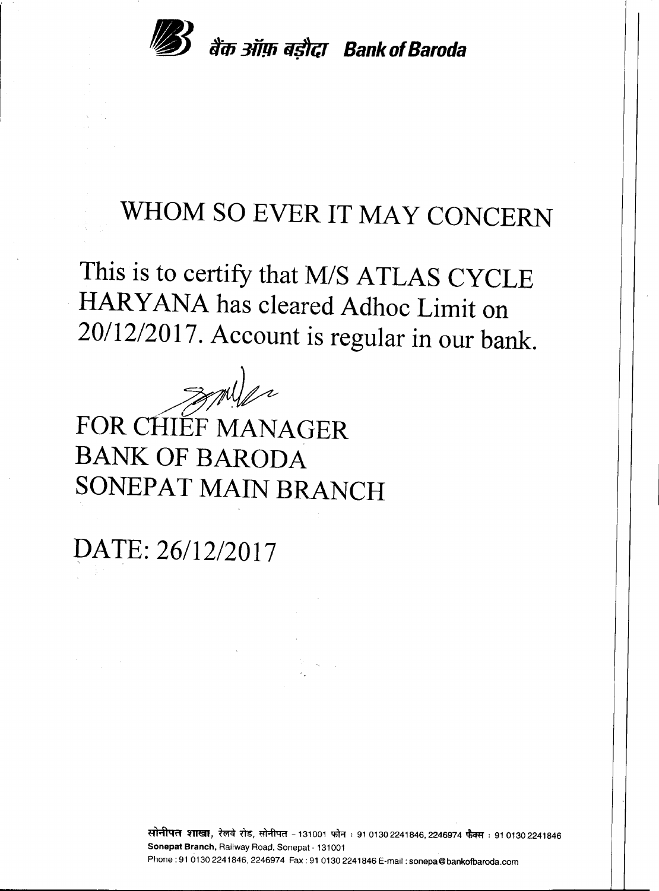बैंक ऑफ़ बड़ौदा **Bank of Baroda**

# WHOM SO EVER IT MAY CONCERN

This is to certify that M/S ATLAS CYCLE HARYANA has cleared Adhoc Limit on 20/12/2017. Account is regular in our bank.

FOR CHIEF MANAGER
BANK OF BARODA
SONEPAT MAIN BRANCH

DATE: 26/12/2017

सोनीपत शाखा, रेलवे रोड, सोनीपत - 131001 फोन : 91 0130 2241846, 2246974 फैक्स : 91 0130 2241846
**Sonepat Branch**, Railway Road, Sonepat - 131001
Phone : 91 0130 2241846, 2246974 Fax : 91 0130 2241846 E-mail : sonepa@bankofbaroda.com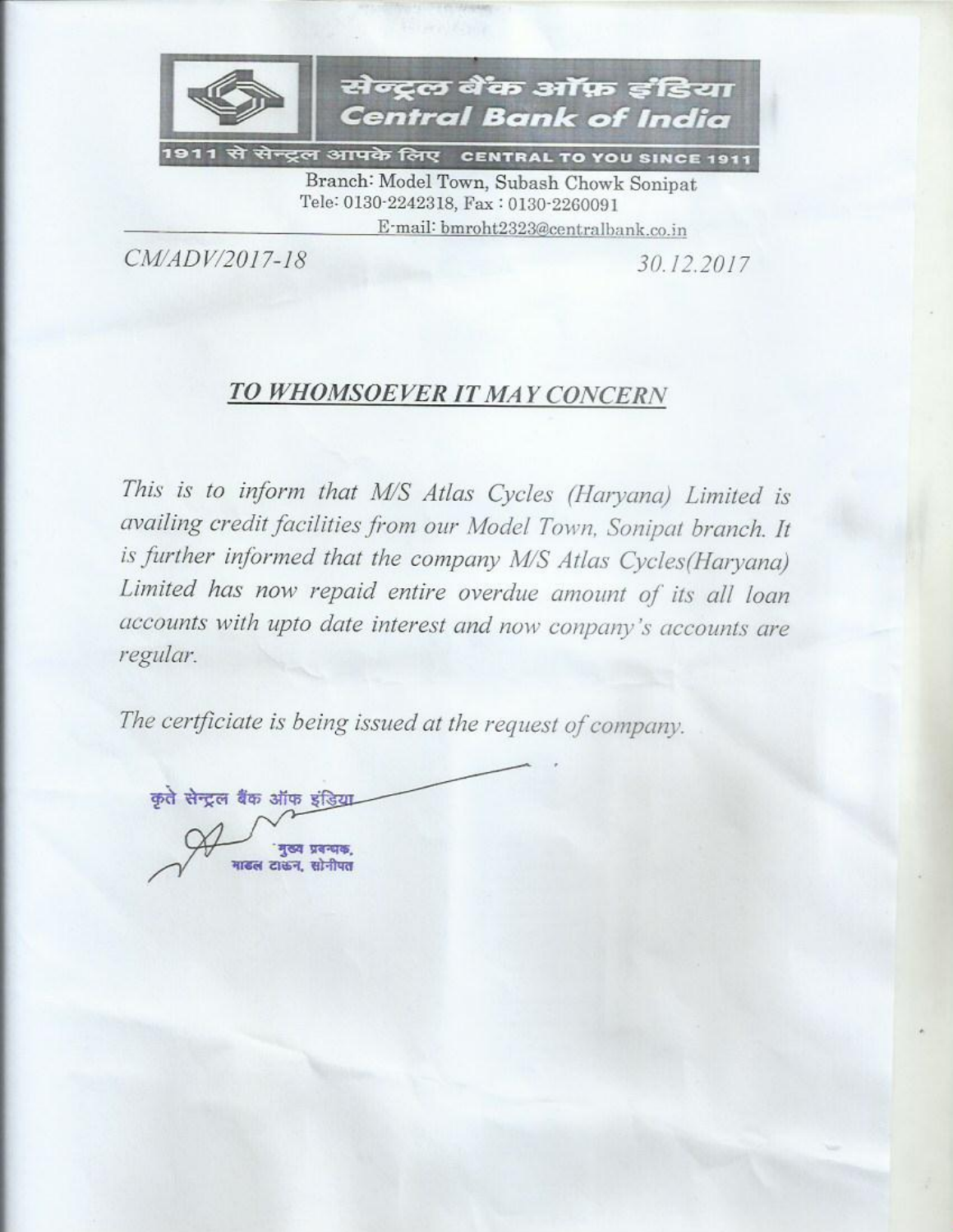सेन्ट्रल बैंक ऑफ़ इंडिया
**Central Bank of India**

1911 से सेन्ट्रल आपके लिए CENTRAL TO YOU SINCE 1911

Branch: Model Town, Subash Chowk Sonipat
Tele: 0130-2242318, Fax : 0130-2260091
E-mail: bmroht2323@centralbank.co.in

*CM/ADV/2017-18* *30.12.2017*

## *TO WHOMSOEVER IT MAY CONCERN*

*This is to inform that M/S Atlas Cycles (Haryana) Limited is availing credit facilities from our Model Town, Sonipat branch. It is further informed that the company M/S Atlas Cycles(Haryana) Limited has now repaid entire overdue amount of its all loan accounts with upto date interest and now conpany's accounts are regular.*

*The certficiate is being issued at the request of company.*

कृते सेन्ट्रल बैंक ऑफ इंडिया

मुख्य प्रबन्धक,
माडल टाऊन, सोनीपत